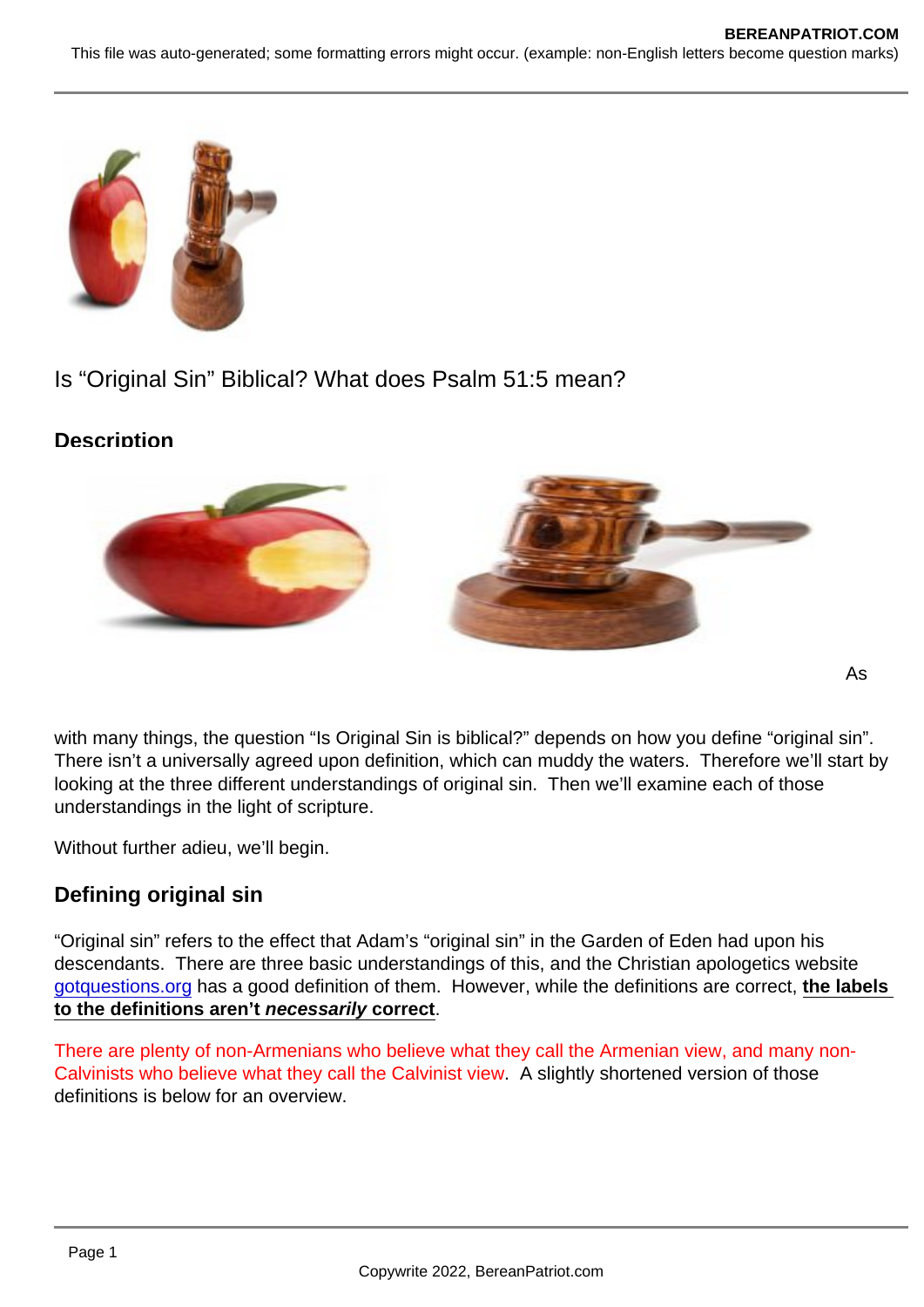Is “Original Sin” Biblical? What does Psalm 51:5 mean?

## Description

As with many things, the question “Is Original Sin is biblical?” depends on how you define “original sin”. There isn’t a universally agreed upon definition, which can muddy the waters. Therefore we’ll start by looking at the three different understandings of original sin. Then we’ll examine each of those understandings in the light of scripture.

Without further adieu, we’ll begin.

## Defining original sin

“Original sin” refers to the effect that Adam’s “original sin” in the Garden of Eden had upon his descendants. There are three basic understandings of this, and the Christian apologetics website gotquestions.org has a good definition of them. However, while the definitions are correct, **the labels to the definitions aren’t *necessarily* correct**.

There are plenty of non-Armenians who believe what they call the Armenian view, and many non-Calvinists who believe what they call the Calvinist view. A slightly shortened version of those definitions is below for an overview.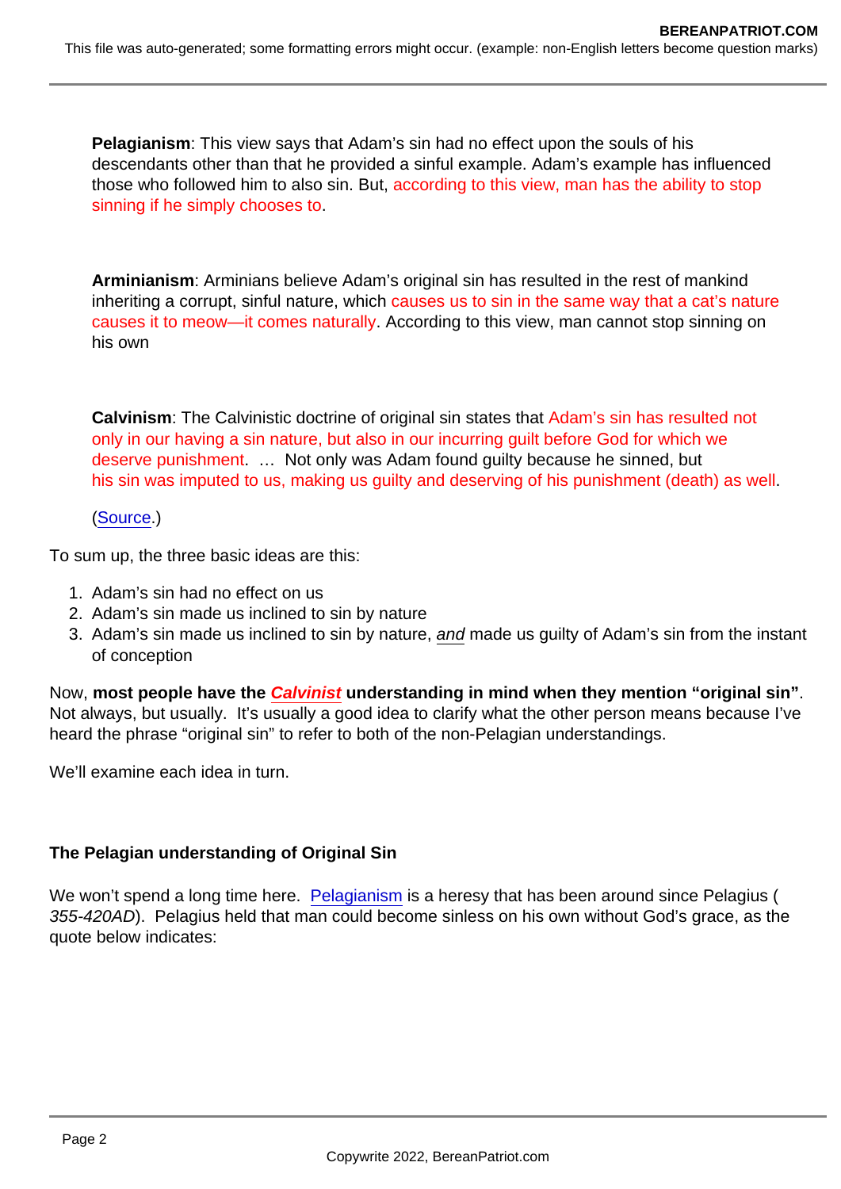**Pelagianism**: This view says that Adam's sin had no effect upon the souls of his descendants other than that he provided a sinful example. Adam's example has influenced those who followed him to also sin. But, according to this view, man has the ability to stop sinning if he simply chooses to.

**Arminianism**: Arminians believe Adam's original sin has resulted in the rest of mankind inheriting a corrupt, sinful nature, which causes us to sin in the same way that a cat's nature causes it to meow—it comes naturally. According to this view, man cannot stop sinning on his own

**Calvinism**: The Calvinistic doctrine of original sin states that Adam's sin has resulted not only in our having a sin nature, but also in our incurring guilt before God for which we deserve punishment. … Not only was Adam found guilty because he sinned, but his sin was imputed to us, making us guilty and deserving of his punishment (death) as well.

(Source.)

To sum up, the three basic ideas are this:

1. Adam's sin had no effect on us
2. Adam's sin made us inclined to sin by nature
3. Adam's sin made us inclined to sin by nature, *and* made us guilty of Adam's sin from the instant of conception

Now, **most people have the *Calvinist* understanding in mind when they mention "original sin"**. Not always, but usually. It's usually a good idea to clarify what the other person means because I've heard the phrase "original sin" to refer to both of the non-Pelagian understandings.

We'll examine each idea in turn.

**The Pelagian understanding of Original Sin**

We won't spend a long time here. Pelagianism is a heresy that has been around since Pelagius (*355-420AD*). Pelagius held that man could become sinless on his own without God's grace, as the quote below indicates: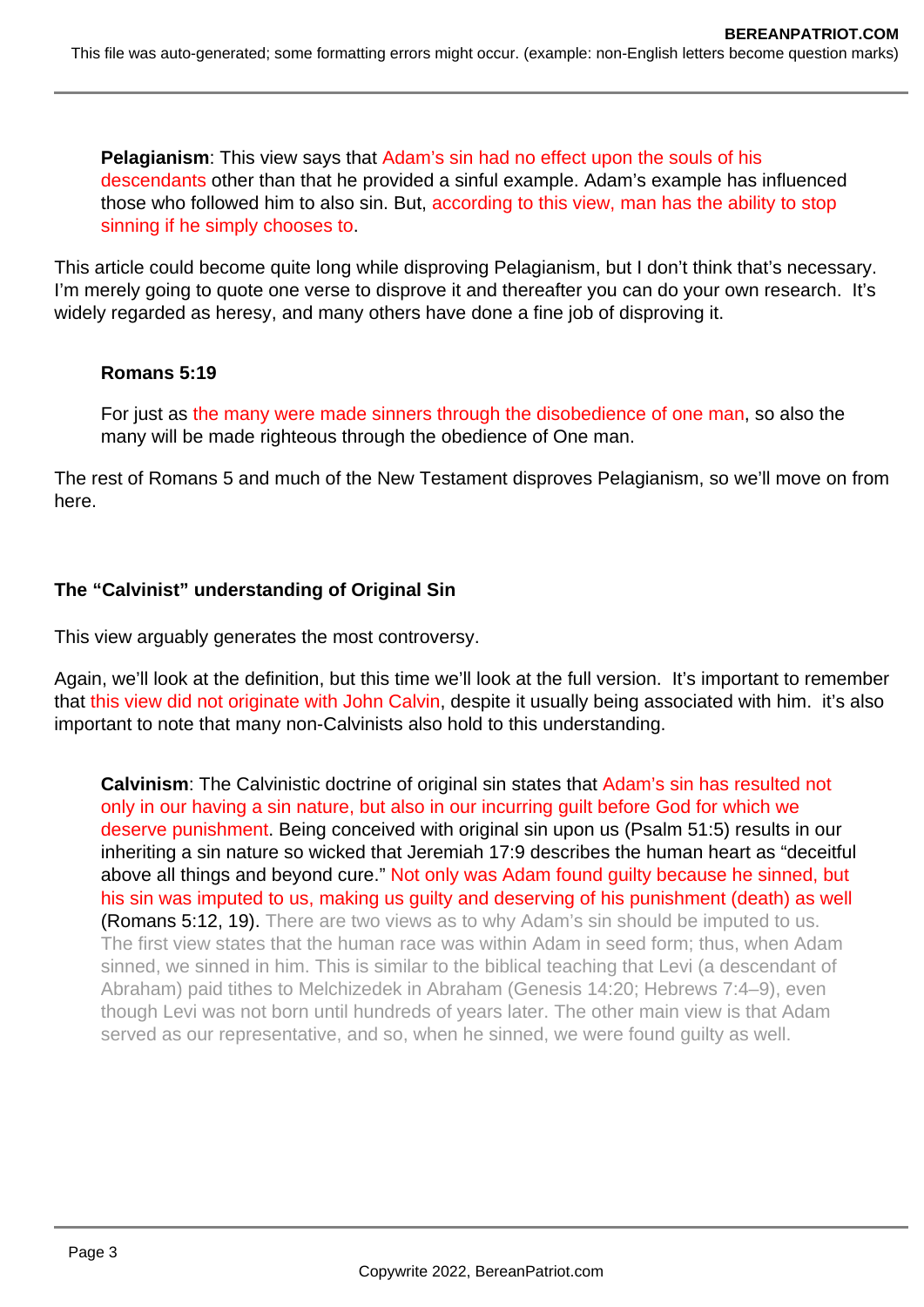> **Pelagianism**: This view says that Adam's sin had no effect upon the souls of his descendants other than that he provided a sinful example. Adam's example has influenced those who followed him to also sin. But, according to this view, man has the ability to stop sinning if he simply chooses to.

This article could become quite long while disproving Pelagianism, but I don't think that's necessary. I'm merely going to quote one verse to disprove it and thereafter you can do your own research. It's widely regarded as heresy, and many others have done a fine job of disproving it.

> **Romans 5:19**
>
> For just as the many were made sinners through the disobedience of one man, so also the many will be made righteous through the obedience of One man.

The rest of Romans 5 and much of the New Testament disproves Pelagianism, so we'll move on from here.

**The "Calvinist" understanding of Original Sin**

This view arguably generates the most controversy.

Again, we'll look at the definition, but this time we'll look at the full version. It's important to remember that this view did not originate with John Calvin, despite it usually being associated with him. it's also important to note that many non-Calvinists also hold to this understanding.

> **Calvinism**: The Calvinistic doctrine of original sin states that Adam's sin has resulted not only in our having a sin nature, but also in our incurring guilt before God for which we deserve punishment. Being conceived with original sin upon us (Psalm 51:5) results in our inheriting a sin nature so wicked that Jeremiah 17:9 describes the human heart as "deceitful above all things and beyond cure." Not only was Adam found guilty because he sinned, but his sin was imputed to us, making us guilty and deserving of his punishment (death) as well (Romans 5:12, 19). There are two views as to why Adam's sin should be imputed to us. The first view states that the human race was within Adam in seed form; thus, when Adam sinned, we sinned in him. This is similar to the biblical teaching that Levi (a descendant of Abraham) paid tithes to Melchizedek in Abraham (Genesis 14:20; Hebrews 7:4–9), even though Levi was not born until hundreds of years later. The other main view is that Adam served as our representative, and so, when he sinned, we were found guilty as well.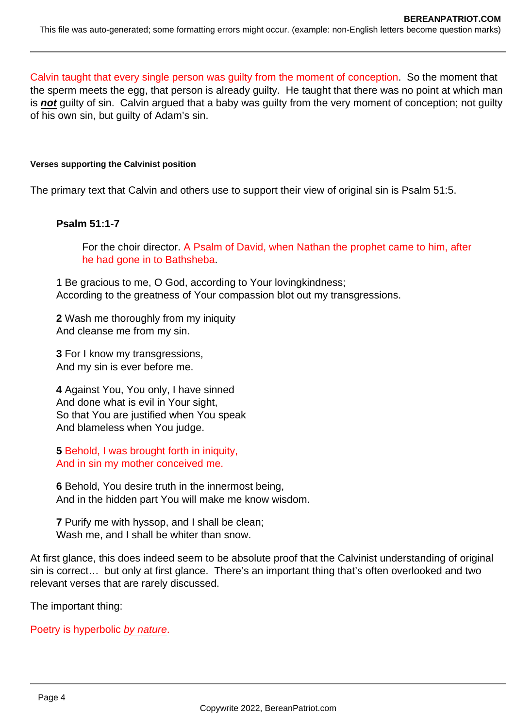Calvin taught that every single person was guilty from the moment of conception. So the moment that the sperm meets the egg, that person is already guilty. He taught that there was no point at which man is ***not*** guilty of sin. Calvin argued that a baby was guilty from the very moment of conception; not guilty of his own sin, but guilty of Adam's sin.

#### Verses supporting the Calvinist position

The primary text that Calvin and others use to support their view of original sin is Psalm 51:5.

> **Psalm 51:1-7**
>
> For the choir director. A Psalm of David, when Nathan the prophet came to him, after he had gone in to Bathsheba.
>
> 1 Be gracious to me, O God, according to Your lovingkindness;
> According to the greatness of Your compassion blot out my transgressions.
>
> **2** Wash me thoroughly from my iniquity
> And cleanse me from my sin.
>
> **3** For I know my transgressions,
> And my sin is ever before me.
>
> **4** Against You, You only, I have sinned
> And done what is evil in Your sight,
> So that You are justified when You speak
> And blameless when You judge.
>
> **5** Behold, I was brought forth in iniquity,
> And in sin my mother conceived me.
>
> **6** Behold, You desire truth in the innermost being,
> And in the hidden part You will make me know wisdom.
>
> **7** Purify me with hyssop, and I shall be clean;
> Wash me, and I shall be whiter than snow.

At first glance, this does indeed seem to be absolute proof that the Calvinist understanding of original sin is correct… but only at first glance. There's an important thing that's often overlooked and two relevant verses that are rarely discussed.

The important thing:

Poetry is hyperbolic *by nature*.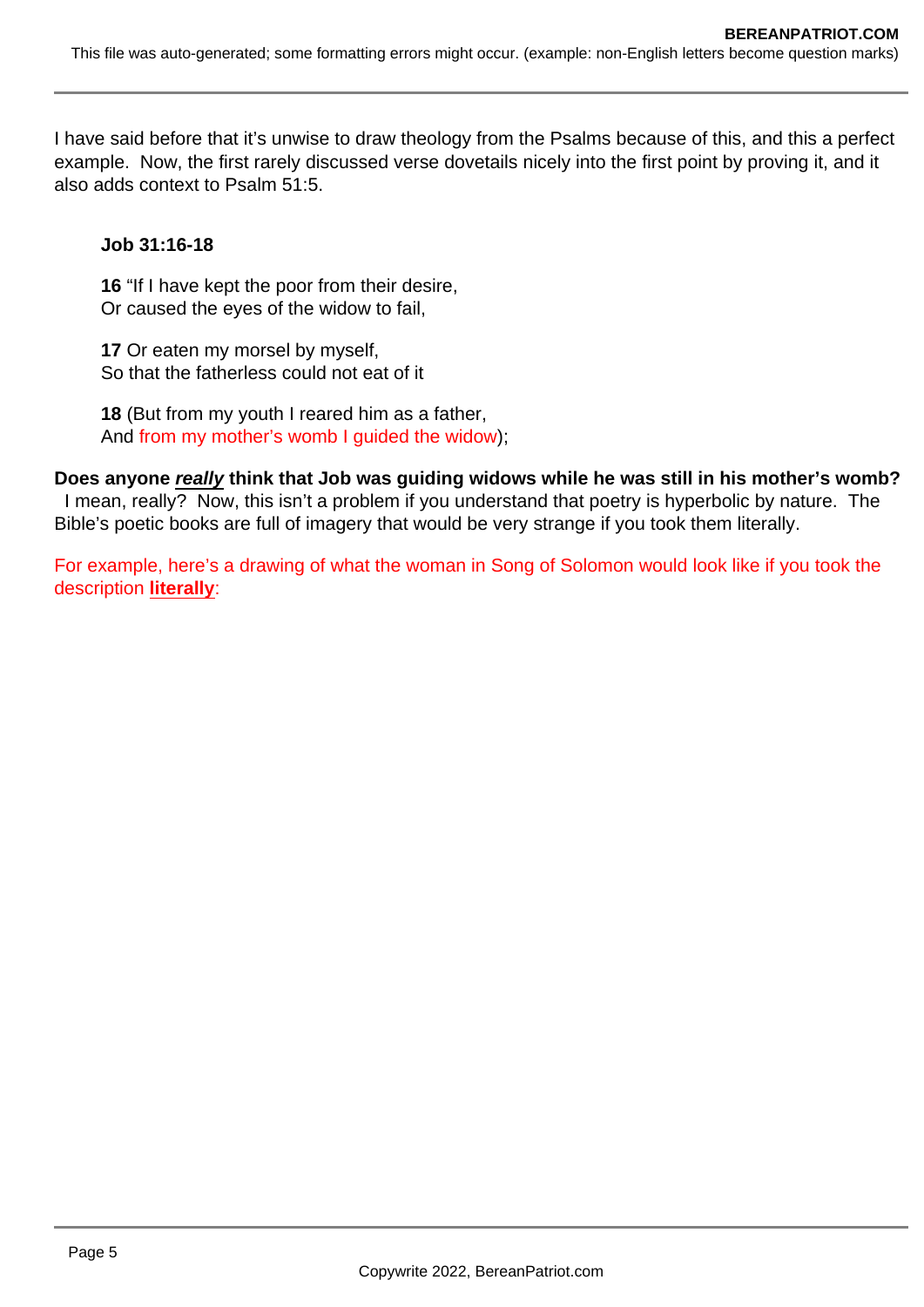I have said before that it's unwise to draw theology from the Psalms because of this, and this a perfect example. Now, the first rarely discussed verse dovetails nicely into the first point by proving it, and it also adds context to Psalm 51:5.

> **Job 31:16-18**
>
> **16** "If I have kept the poor from their desire,
> Or caused the eyes of the widow to fail,
>
> **17** Or eaten my morsel by myself,
> So that the fatherless could not eat of it
>
> **18** (But from my youth I reared him as a father,
> And from my mother's womb I guided the widow);

**Does anyone *really* think that Job was guiding widows while he was still in his mother's womb?** I mean, really? Now, this isn't a problem if you understand that poetry is hyperbolic by nature. The Bible's poetic books are full of imagery that would be very strange if you took them literally.

For example, here's a drawing of what the woman in Song of Solomon would look like if you took the description **literally**: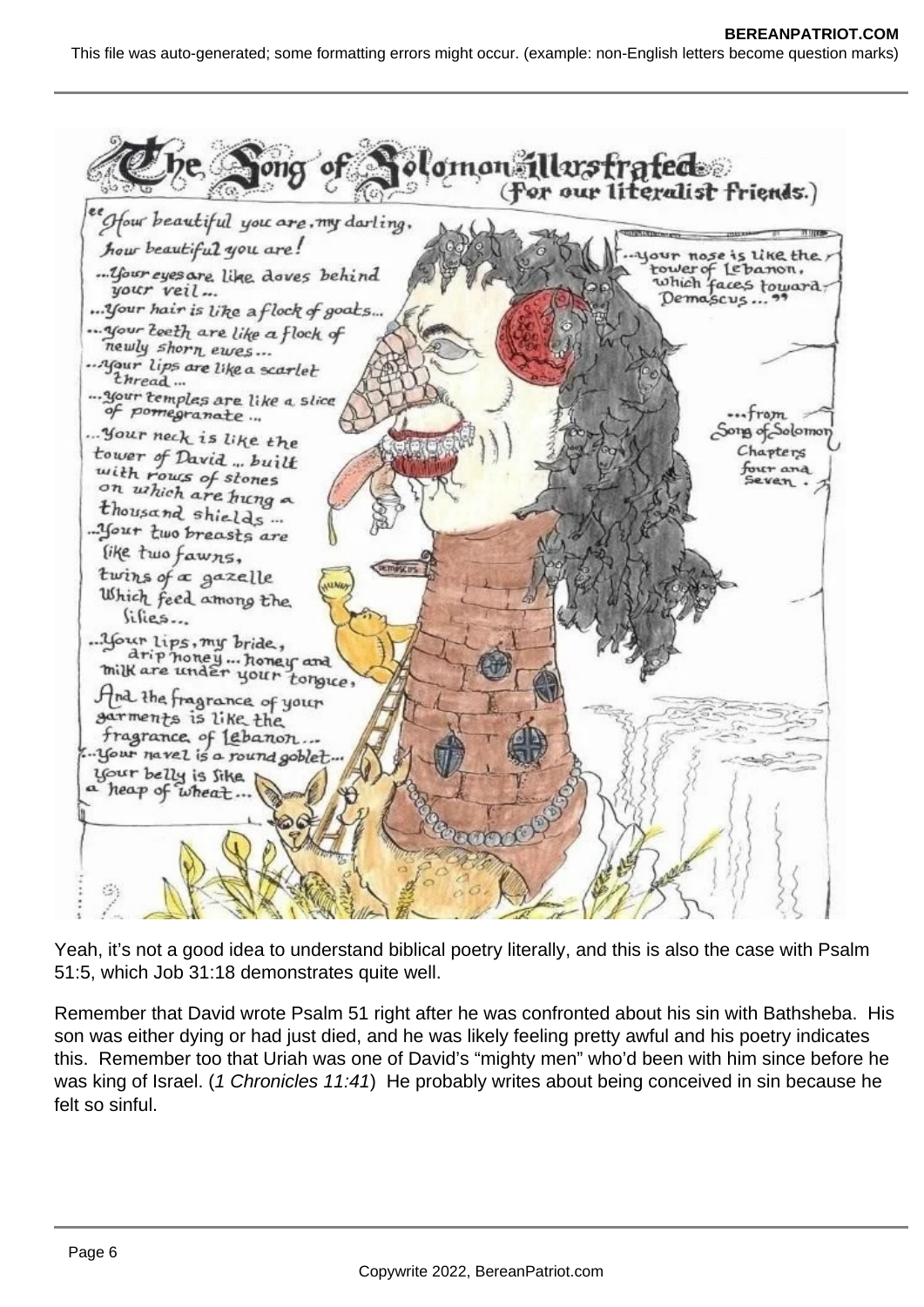Yeah, it's not a good idea to understand biblical poetry literally, and this is also the case with Psalm 51:5, which Job 31:18 demonstrates quite well.

Remember that David wrote Psalm 51 right after he was confronted about his sin with Bathsheba. His son was either dying or had just died, and he was likely feeling pretty awful and his poetry indicates this. Remember too that Uriah was one of David's "mighty men" who'd been with him since before he was king of Israel. (*1 Chronicles 11:41*) He probably writes about being conceived in sin because he felt so sinful.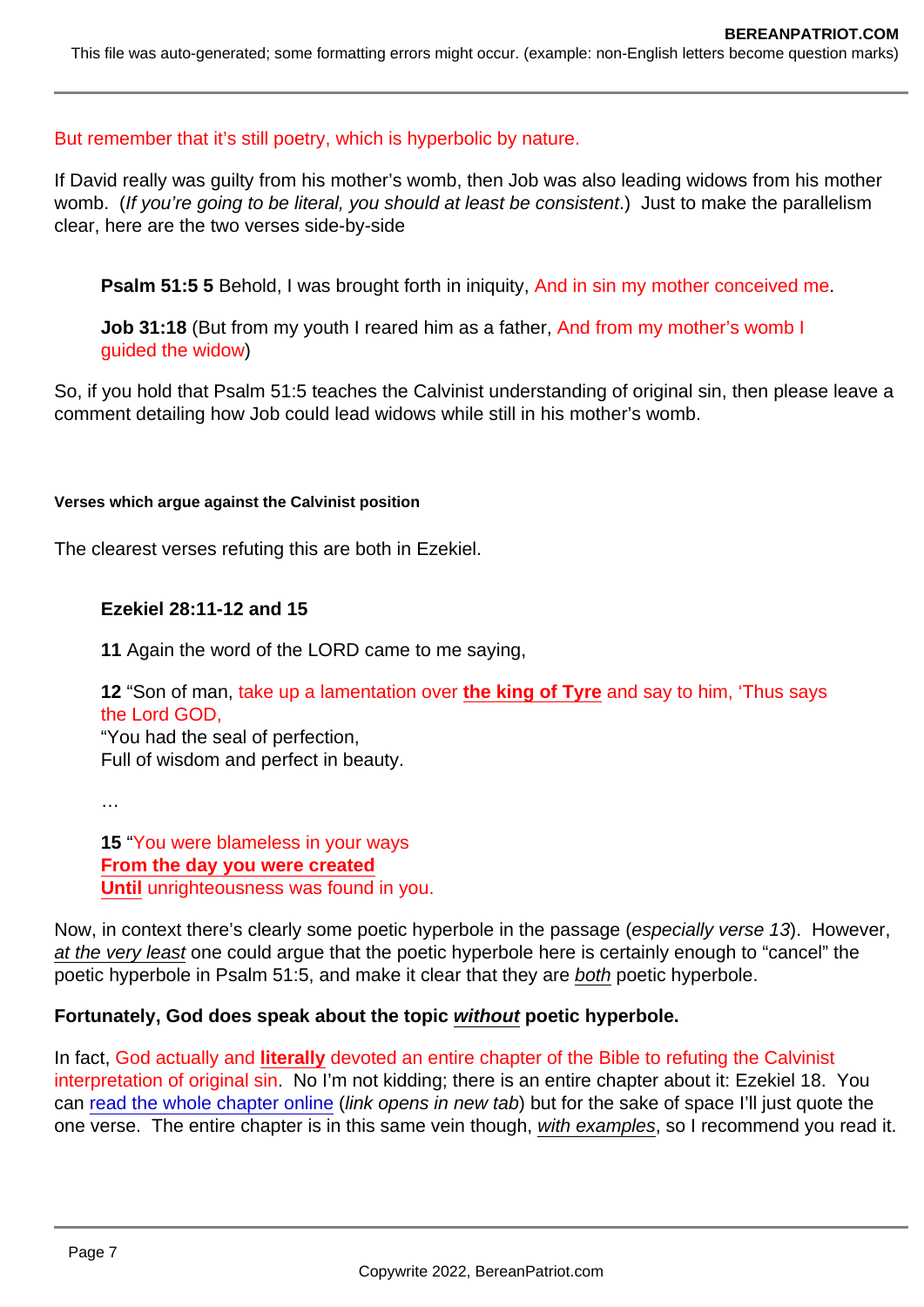But remember that it's still poetry, which is hyperbolic by nature.

If David really was guilty from his mother's womb, then Job was also leading widows from his mother womb. (*If you're going to be literal, you should at least be consistent*.) Just to make the parallelism clear, here are the two verses side-by-side

> **Psalm 51:5 5** Behold, I was brought forth in iniquity, And in sin my mother conceived me.
>
> **Job 31:18** (But from my youth I reared him as a father, And from my mother's womb I guided the widow)

So, if you hold that Psalm 51:5 teaches the Calvinist understanding of original sin, then please leave a comment detailing how Job could lead widows while still in his mother's womb.

##### Verses which argue against the Calvinist position

The clearest verses refuting this are both in Ezekiel.

> **Ezekiel 28:11-12 and 15**
>
> **11** Again the word of the LORD came to me saying,
>
> **12** "Son of man, take up a lamentation over **the king of Tyre** and say to him, 'Thus says the Lord GOD,
> "You had the seal of perfection,
> Full of wisdom and perfect in beauty.
>
> …
>
> **15** "You were blameless in your ways
> **From the day you were created**
> **Until** unrighteousness was found in you.

Now, in context there's clearly some poetic hyperbole in the passage (*especially verse 13*). However, *at the very least* one could argue that the poetic hyperbole here is certainly enough to "cancel" the poetic hyperbole in Psalm 51:5, and make it clear that they are *both* poetic hyperbole.

**Fortunately, God does speak about the topic *without* poetic hyperbole.**

In fact, God actually and **literally** devoted an entire chapter of the Bible to refuting the Calvinist interpretation of original sin. No I'm not kidding; there is an entire chapter about it: Ezekiel 18. You can read the whole chapter online (*link opens in new tab*) but for the sake of space I'll just quote the one verse. The entire chapter is in this same vein though, *with examples*, so I recommend you read it.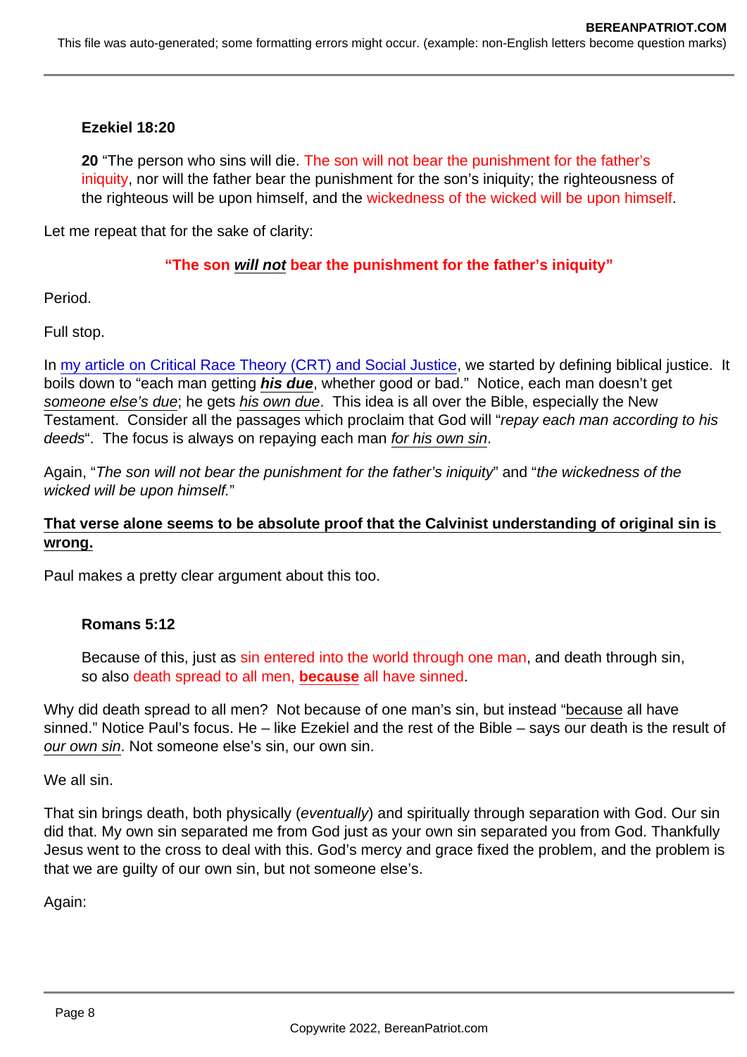> **Ezekiel 18:20**
>
> **20** "The person who sins will die. The son will not bear the punishment for the father's iniquity, nor will the father bear the punishment for the son's iniquity; the righteousness of the righteous will be upon himself, and the wickedness of the wicked will be upon himself.

Let me repeat that for the sake of clarity:

**"The son *will not* bear the punishment for the father's iniquity"**

Period.

Full stop.

In [my article on Critical Race Theory (CRT) and Social Justice](), we started by defining biblical justice. It boils down to "each man getting ***his due***, whether good or bad." Notice, each man doesn't get *someone else's due*; he gets *his own due*. This idea is all over the Bible, especially the New Testament. Consider all the passages which proclaim that God will "*repay each man according to his deeds*". The focus is always on repaying each man *for his own sin*.

Again, "*The son will not bear the punishment for the father's iniquity*" and "*the wickedness of the wicked will be upon himself.*"

**That verse alone seems to be absolute proof that the Calvinist understanding of original sin is wrong.**

Paul makes a pretty clear argument about this too.

> **Romans 5:12**
>
> Because of this, just as sin entered into the world through one man, and death through sin, so also death spread to all men, **because** all have sinned.

Why did death spread to all men? Not because of one man's sin, but instead "because all have sinned." Notice Paul's focus. He – like Ezekiel and the rest of the Bible – says our death is the result of *our own sin*. Not someone else's sin, our own sin.

We all sin.

That sin brings death, both physically (*eventually*) and spiritually through separation with God. Our sin did that. My own sin separated me from God just as your own sin separated you from God. Thankfully Jesus went to the cross to deal with this. God's mercy and grace fixed the problem, and the problem is that we are guilty of our own sin, but not someone else's.

Again: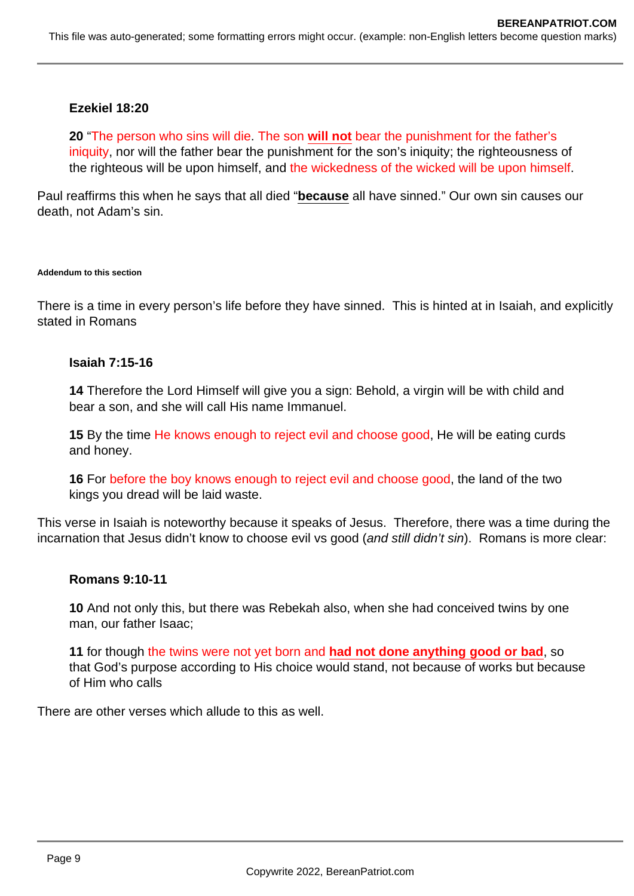**Ezekiel 18:20**

> **20** "The person who sins will die. The son **will not** bear the punishment for the father's iniquity, nor will the father bear the punishment for the son's iniquity; the righteousness of the righteous will be upon himself, and the wickedness of the wicked will be upon himself.

Paul reaffirms this when he says that all died "**because** all have sinned." Our own sin causes our death, not Adam's sin.

**Addendum to this section**

There is a time in every person's life before they have sinned. This is hinted at in Isaiah, and explicitly stated in Romans

**Isaiah 7:15-16**

> **14** Therefore the Lord Himself will give you a sign: Behold, a virgin will be with child and bear a son, and she will call His name Immanuel.
>
> **15** By the time He knows enough to reject evil and choose good, He will be eating curds and honey.
>
> **16** For before the boy knows enough to reject evil and choose good, the land of the two kings you dread will be laid waste.

This verse in Isaiah is noteworthy because it speaks of Jesus. Therefore, there was a time during the incarnation that Jesus didn't know to choose evil vs good (*and still didn't sin*). Romans is more clear:

**Romans 9:10-11**

> **10** And not only this, but there was Rebekah also, when she had conceived twins by one man, our father Isaac;
>
> **11** for though the twins were not yet born and **had not done anything good or bad**, so that God's purpose according to His choice would stand, not because of works but because of Him who calls

There are other verses which allude to this as well.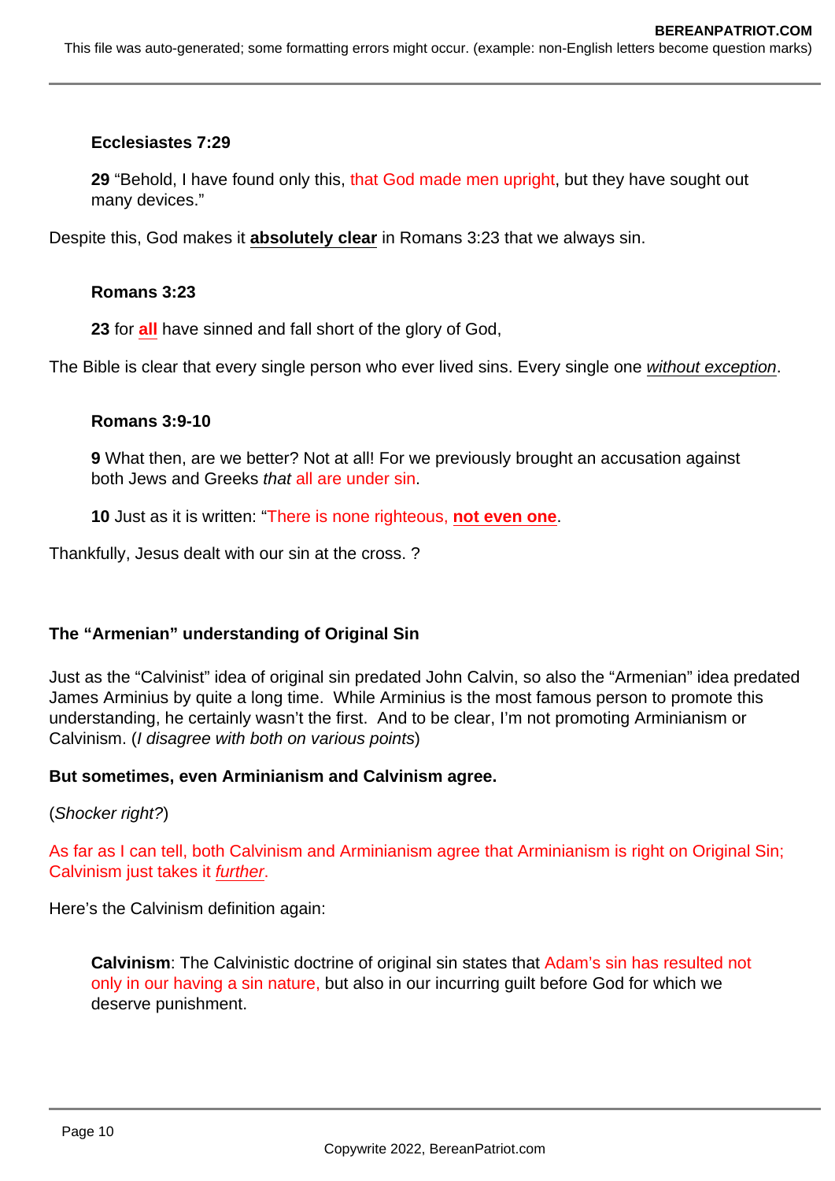> **Ecclesiastes 7:29**
>
> **29** "Behold, I have found only this, that God made men upright, but they have sought out many devices."

Despite this, God makes it **absolutely clear** in Romans 3:23 that we always sin.

> **Romans 3:23**
>
> **23** for **all** have sinned and fall short of the glory of God,

The Bible is clear that every single person who ever lived sins. Every single one *without exception*.

> **Romans 3:9-10**
>
> **9** What then, are we better? Not at all! For we previously brought an accusation against both Jews and Greeks *that* all are under sin.
>
> **10** Just as it is written: "There is none righteous, **not even one**.

Thankfully, Jesus dealt with our sin at the cross. ?

**The "Armenian" understanding of Original Sin**

Just as the "Calvinist" idea of original sin predated John Calvin, so also the "Armenian" idea predated James Arminius by quite a long time. While Arminius is the most famous person to promote this understanding, he certainly wasn't the first. And to be clear, I'm not promoting Arminianism or Calvinism. (*I disagree with both on various points*)

**But sometimes, even Arminianism and Calvinism agree.**

(*Shocker right?*)

As far as I can tell, both Calvinism and Arminianism agree that Arminianism is right on Original Sin; Calvinism just takes it *further*.

Here's the Calvinism definition again:

> **Calvinism**: The Calvinistic doctrine of original sin states that Adam's sin has resulted not only in our having a sin nature, but also in our incurring guilt before God for which we deserve punishment.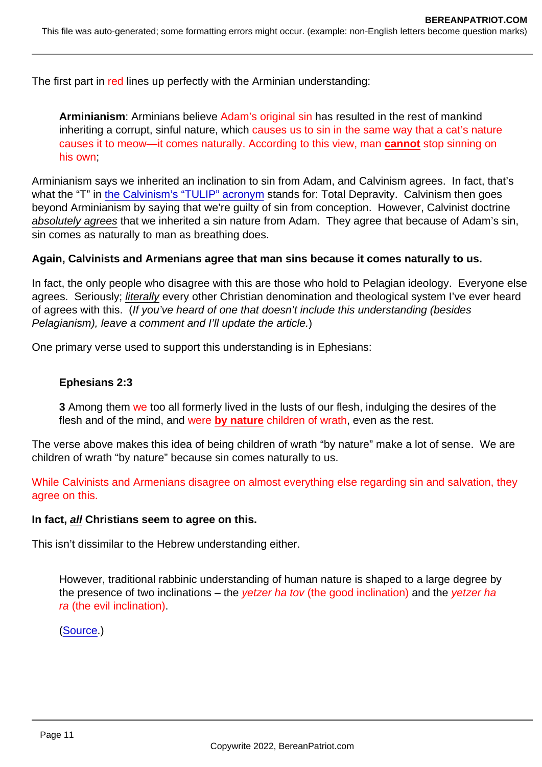The first part in red lines up perfectly with the Arminian understanding:

> **Arminianism**: Arminians believe Adam's original sin has resulted in the rest of mankind inheriting a corrupt, sinful nature, which causes us to sin in the same way that a cat's nature causes it to meow—it comes naturally. According to this view, man **cannot** stop sinning on his own;

Arminianism says we inherited an inclination to sin from Adam, and Calvinism agrees. In fact, that's what the "T" in [the Calvinism's "TULIP" acronym]() stands for: Total Depravity. Calvinism then goes beyond Arminianism by saying that we're guilty of sin from conception. However, Calvinist doctrine *absolutely agrees* that we inherited a sin nature from Adam. They agree that because of Adam's sin, sin comes as naturally to man as breathing does.

**Again, Calvinists and Armenians agree that man sins because it comes naturally to us.**

In fact, the only people who disagree with this are those who hold to Pelagian ideology. Everyone else agrees. Seriously; *literally* every other Christian denomination and theological system I've ever heard of agrees with this. (*If you've heard of one that doesn't include this understanding (besides Pelagianism), leave a comment and I'll update the article.*)

One primary verse used to support this understanding is in Ephesians:

> **Ephesians 2:3**
>
> **3** Among them we too all formerly lived in the lusts of our flesh, indulging the desires of the flesh and of the mind, and were **by nature** children of wrath, even as the rest.

The verse above makes this idea of being children of wrath "by nature" make a lot of sense. We are children of wrath "by nature" because sin comes naturally to us.

While Calvinists and Armenians disagree on almost everything else regarding sin and salvation, they agree on this.

**In fact, *all* Christians seem to agree on this.**

This isn't dissimilar to the Hebrew understanding either.

> However, traditional rabbinic understanding of human nature is shaped to a large degree by the presence of two inclinations – the *yetzer ha tov* (the good inclination) and the *yetzer ha ra* (the evil inclination).
>
> ([Source]().)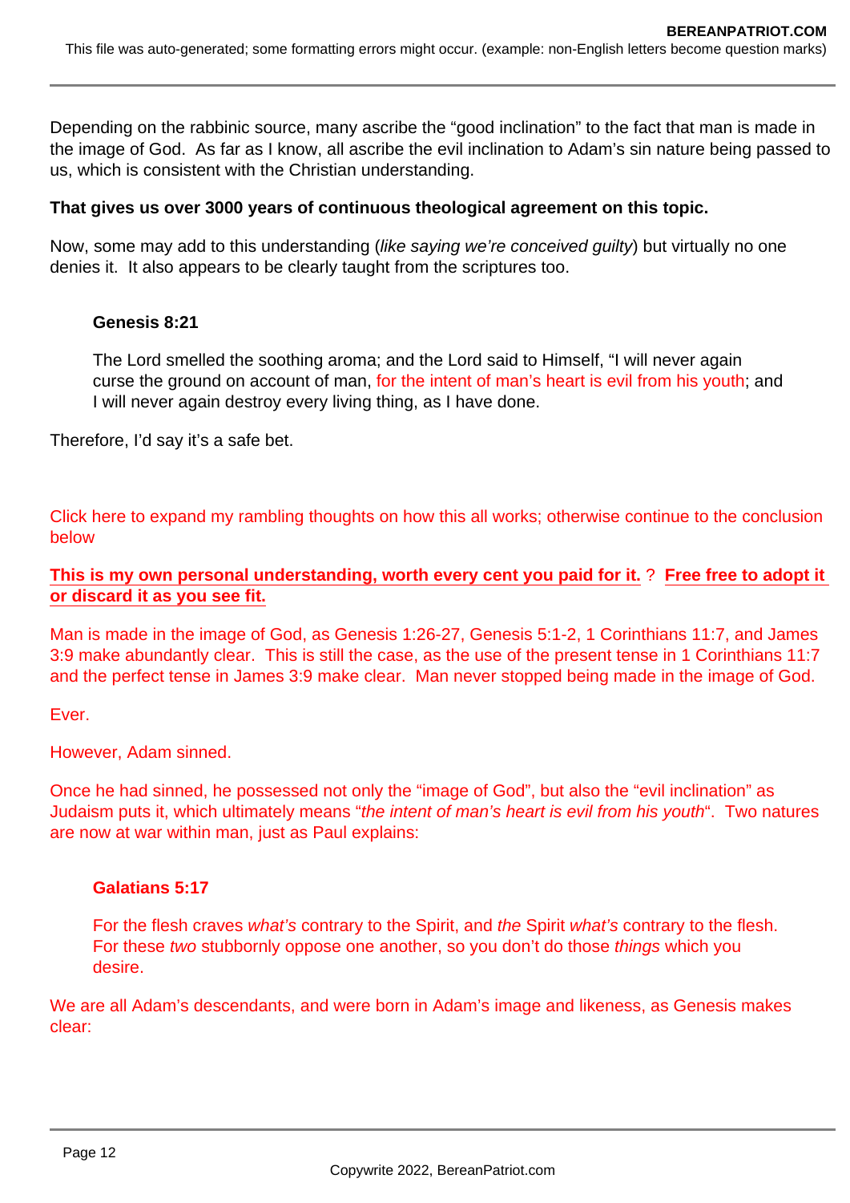Depending on the rabbinic source, many ascribe the "good inclination" to the fact that man is made in the image of God. As far as I know, all ascribe the evil inclination to Adam's sin nature being passed to us, which is consistent with the Christian understanding.

**That gives us over 3000 years of continuous theological agreement on this topic.**

Now, some may add to this understanding (*like saying we're conceived guilty*) but virtually no one denies it. It also appears to be clearly taught from the scriptures too.

> **Genesis 8:21**
>
> The Lord smelled the soothing aroma; and the Lord said to Himself, "I will never again curse the ground on account of man, for the intent of man's heart is evil from his youth; and I will never again destroy every living thing, as I have done.

Therefore, I'd say it's a safe bet.

Click here to expand my rambling thoughts on how this all works; otherwise continue to the conclusion below

**This is my own personal understanding, worth every cent you paid for it.** ? **Free free to adopt it or discard it as you see fit.**

Man is made in the image of God, as Genesis 1:26-27, Genesis 5:1-2, 1 Corinthians 11:7, and James 3:9 make abundantly clear. This is still the case, as the use of the present tense in 1 Corinthians 11:7 and the perfect tense in James 3:9 make clear. Man never stopped being made in the image of God.

Ever.

However, Adam sinned.

Once he had sinned, he possessed not only the "image of God", but also the "evil inclination" as Judaism puts it, which ultimately means "*the intent of man's heart is evil from his youth*". Two natures are now at war within man, just as Paul explains:

> **Galatians 5:17**
>
> For the flesh craves *what's* contrary to the Spirit, and *the* Spirit *what's* contrary to the flesh. For these *two* stubbornly oppose one another, so you don't do those *things* which you desire.

We are all Adam's descendants, and were born in Adam's image and likeness, as Genesis makes clear: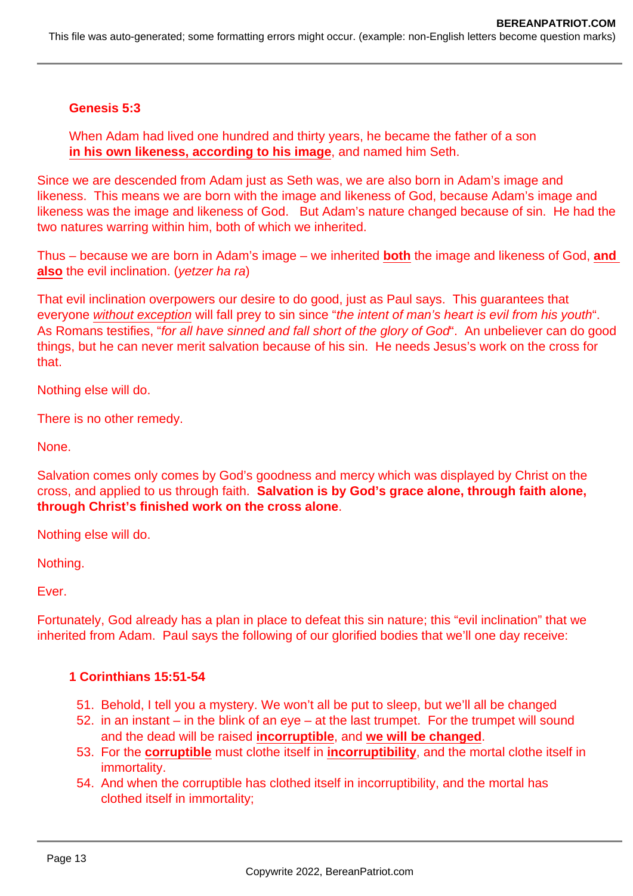**Genesis 5:3**

When Adam had lived one hundred and thirty years, he became the father of a son **in his own likeness, according to his image**, and named him Seth.

Since we are descended from Adam just as Seth was, we are also born in Adam's image and likeness. This means we are born with the image and likeness of God, because Adam's image and likeness was the image and likeness of God. But Adam's nature changed because of sin. He had the two natures warring within him, both of which we inherited.

Thus – because we are born in Adam's image – we inherited **both** the image and likeness of God, **and also** the evil inclination. (*yetzer ha ra*)

That evil inclination overpowers our desire to do good, just as Paul says. This guarantees that everyone *without exception* will fall prey to sin since "*the intent of man's heart is evil from his youth*". As Romans testifies, "*for all have sinned and fall short of the glory of God*". An unbeliever can do good things, but he can never merit salvation because of his sin. He needs Jesus's work on the cross for that.

Nothing else will do.

There is no other remedy.

None.

Salvation comes only comes by God's goodness and mercy which was displayed by Christ on the cross, and applied to us through faith. **Salvation is by God's grace alone, through faith alone, through Christ's finished work on the cross alone**.

Nothing else will do.

Nothing.

Ever.

Fortunately, God already has a plan in place to defeat this sin nature; this "evil inclination" that we inherited from Adam. Paul says the following of our glorified bodies that we'll one day receive:

**1 Corinthians 15:51-54**

51. Behold, I tell you a mystery. We won't all be put to sleep, but we'll all be changed
52. in an instant – in the blink of an eye – at the last trumpet. For the trumpet will sound and the dead will be raised **incorruptible**, and **we will be changed**.
53. For the **corruptible** must clothe itself in **incorruptibility**, and the mortal clothe itself in immortality.
54. And when the corruptible has clothed itself in incorruptibility, and the mortal has clothed itself in immortality;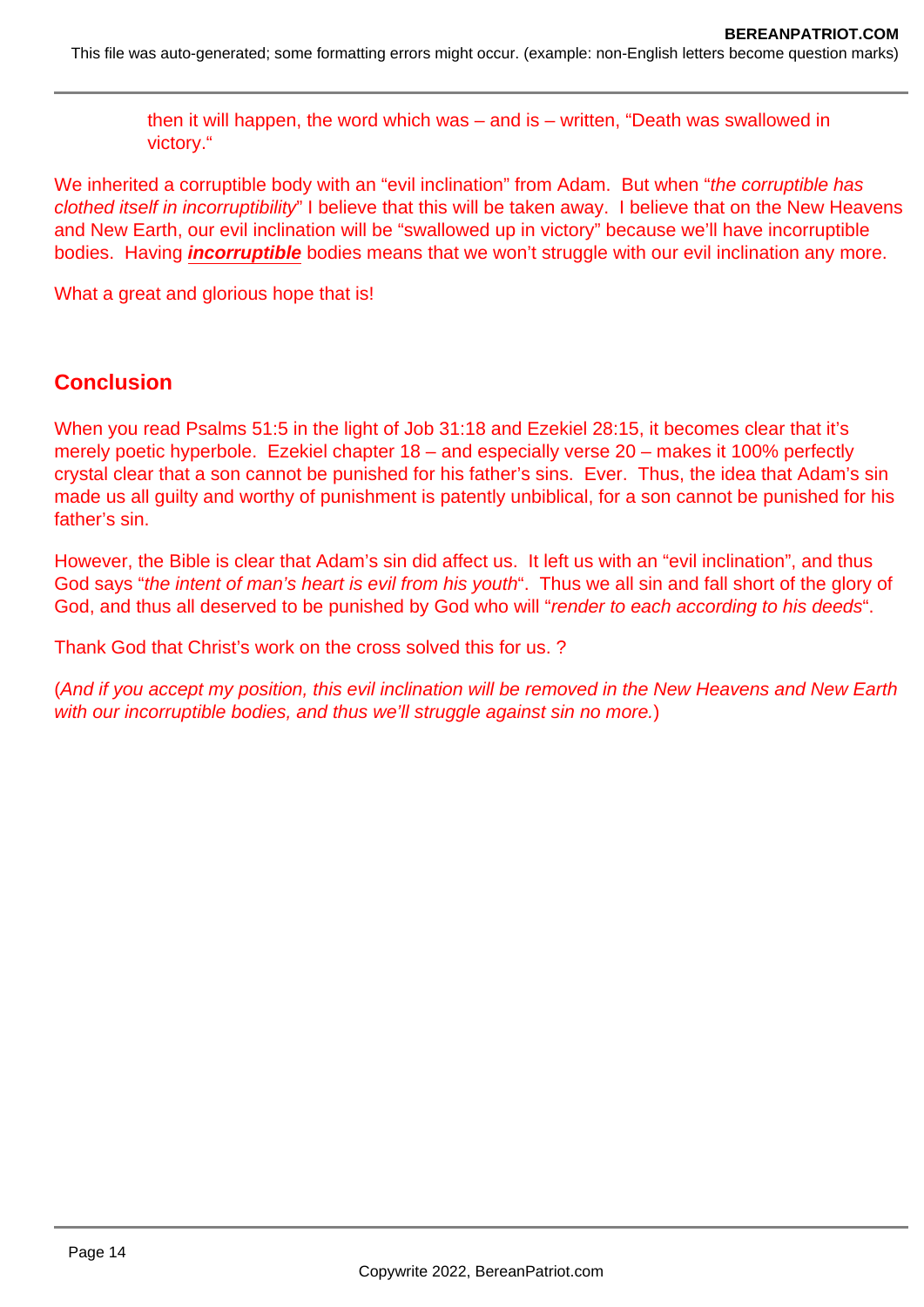> then it will happen, the word which was – and is – written, “Death was swallowed in victory.“

We inherited a corruptible body with an “evil inclination” from Adam. But when “*the corruptible has clothed itself in incorruptibility*” I believe that this will be taken away. I believe that on the New Heavens and New Earth, our evil inclination will be “swallowed up in victory” because we’ll have incorruptible bodies. Having ***incorruptible*** bodies means that we won’t struggle with our evil inclination any more.

What a great and glorious hope that is!

## Conclusion

When you read Psalms 51:5 in the light of Job 31:18 and Ezekiel 28:15, it becomes clear that it’s merely poetic hyperbole. Ezekiel chapter 18 – and especially verse 20 – makes it 100% perfectly crystal clear that a son cannot be punished for his father’s sins. Ever. Thus, the idea that Adam’s sin made us all guilty and worthy of punishment is patently unbiblical, for a son cannot be punished for his father’s sin.

However, the Bible is clear that Adam’s sin did affect us. It left us with an “evil inclination”, and thus God says “*the intent of man’s heart is evil from his youth*“. Thus we all sin and fall short of the glory of God, and thus all deserved to be punished by God who will “*render to each according to his deeds*“.

Thank God that Christ’s work on the cross solved this for us. ?

(*And if you accept my position, this evil inclination will be removed in the New Heavens and New Earth with our incorruptible bodies, and thus we’ll struggle against sin no more.*)